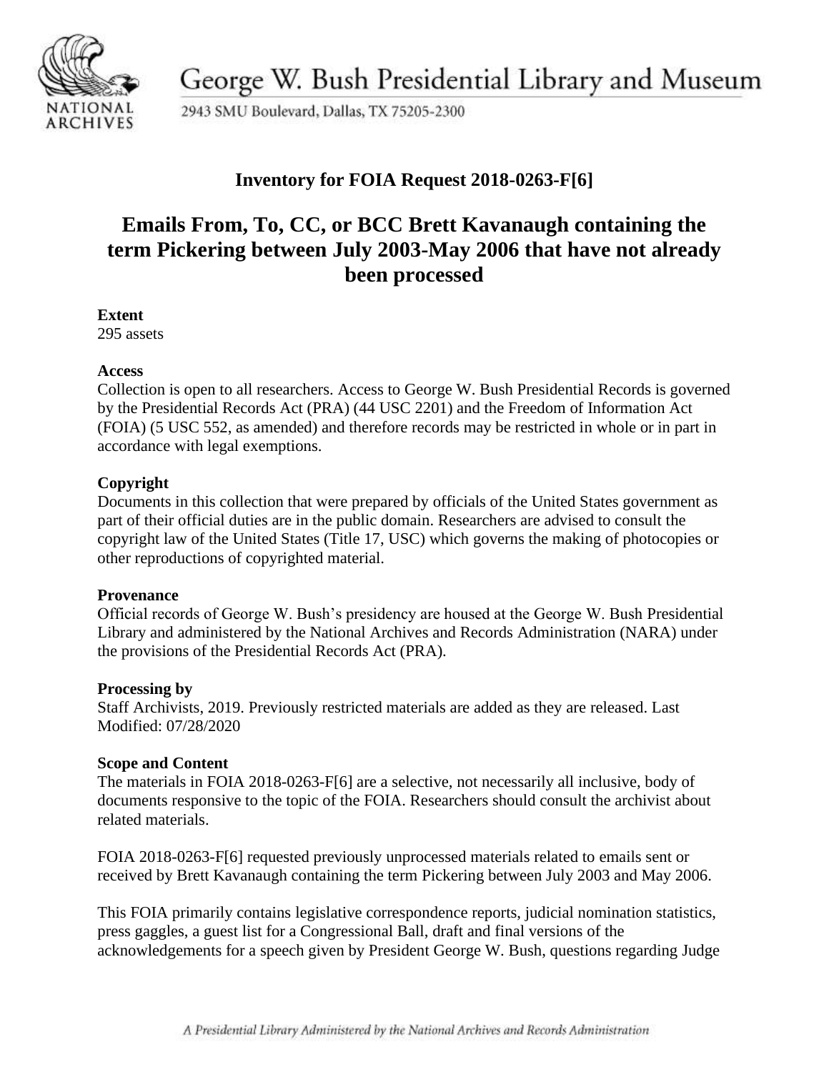George W. Bush Presidential Library and Museum

2943 SMU Boulevard, Dallas, TX 75205-2300

## Inventory for FOIA Request 2018-0263-F[6]

# Emails From, To, CC, or BCC Brett Kavanaugh containing the term Pickering between July 2003-May 2006 that have not already been processed

**Extent**

295 assets

**Access**

Collection is open to all researchers. Access to George W. Bush Presidential Records is governed by the Presidential Records Act (PRA) (44 USC 2201) and the Freedom of Information Act (FOIA) (5 USC 552, as amended) and therefore records may be restricted in whole or in part in accordance with legal exemptions.

**Copyright**

Documents in this collection that were prepared by officials of the United States government as part of their official duties are in the public domain. Researchers are advised to consult the copyright law of the United States (Title 17, USC) which governs the making of photocopies or other reproductions of copyrighted material.

**Provenance**

Official records of George W. Bush's presidency are housed at the George W. Bush Presidential Library and administered by the National Archives and Records Administration (NARA) under the provisions of the Presidential Records Act (PRA).

**Processing by**

Staff Archivists, 2019. Previously restricted materials are added as they are released. Last Modified: 07/28/2020

**Scope and Content**

The materials in FOIA 2018-0263-F[6] are a selective, not necessarily all inclusive, body of documents responsive to the topic of the FOIA. Researchers should consult the archivist about related materials.

FOIA 2018-0263-F[6] requested previously unprocessed materials related to emails sent or received by Brett Kavanaugh containing the term Pickering between July 2003 and May 2006.

This FOIA primarily contains legislative correspondence reports, judicial nomination statistics, press gaggles, a guest list for a Congressional Ball, draft and final versions of the acknowledgements for a speech given by President George W. Bush, questions regarding Judge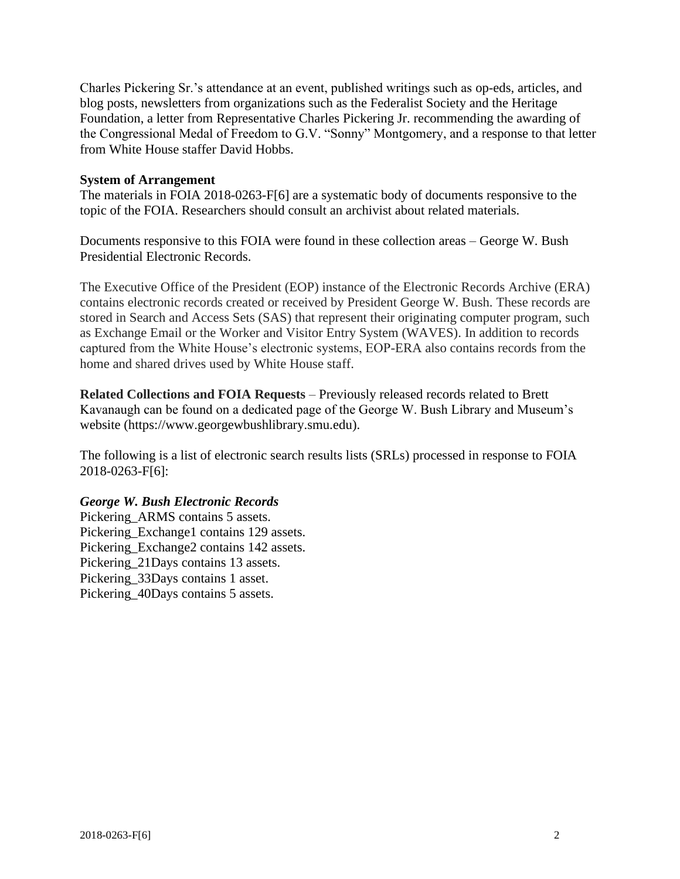Charles Pickering Sr.'s attendance at an event, published writings such as op-eds, articles, and blog posts, newsletters from organizations such as the Federalist Society and the Heritage Foundation, a letter from Representative Charles Pickering Jr. recommending the awarding of the Congressional Medal of Freedom to G.V. "Sonny" Montgomery, and a response to that letter from White House staffer David Hobbs.

**System of Arrangement**

The materials in FOIA 2018-0263-F[6] are a systematic body of documents responsive to the topic of the FOIA. Researchers should consult an archivist about related materials.

Documents responsive to this FOIA were found in these collection areas – George W. Bush Presidential Electronic Records.

The Executive Office of the President (EOP) instance of the Electronic Records Archive (ERA) contains electronic records created or received by President George W. Bush. These records are stored in Search and Access Sets (SAS) that represent their originating computer program, such as Exchange Email or the Worker and Visitor Entry System (WAVES). In addition to records captured from the White House's electronic systems, EOP-ERA also contains records from the home and shared drives used by White House staff.

**Related Collections and FOIA Requests** – Previously released records related to Brett Kavanaugh can be found on a dedicated page of the George W. Bush Library and Museum's website (https://www.georgewbushlibrary.smu.edu).

The following is a list of electronic search results lists (SRLs) processed in response to FOIA 2018-0263-F[6]:

***George W. Bush Electronic Records***

Pickering_ARMS contains 5 assets.
Pickering_Exchange1 contains 129 assets.
Pickering_Exchange2 contains 142 assets.
Pickering_21Days contains 13 assets.
Pickering_33Days contains 1 asset.
Pickering_40Days contains 5 assets.